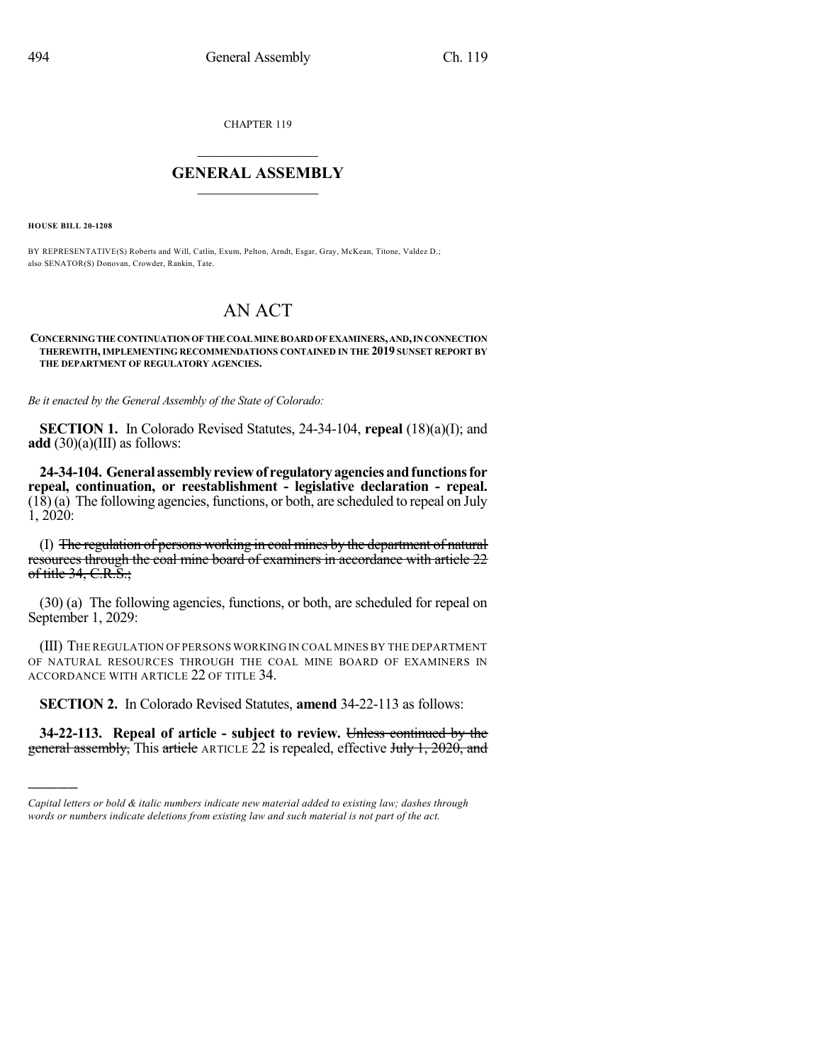CHAPTER 119

# GENERAL ASSEMBLY

**HOUSE BILL 20-1208**

BY REPRESENTATIVE(S) Roberts and Will, Catlin, Exum, Pelton, Arndt, Esgar, Gray, McKean, Titone, Valdez D.; also SENATOR(S) Donovan, Crowder, Rankin, Tate.

# AN ACT

**CONCERNING THE CONTINUATION OF THE COAL MINE BOARD OF EXAMINERS, AND, IN CONNECTION THEREWITH, IMPLEMENTING RECOMMENDATIONS CONTAINED IN THE 2019 SUNSET REPORT BY THE DEPARTMENT OF REGULATORY AGENCIES.**

*Be it enacted by the General Assembly of the State of Colorado:*

**SECTION 1.** In Colorado Revised Statutes, 24-34-104, **repeal** (18)(a)(I); and **add** (30)(a)(III) as follows:

**24-34-104. General assembly review of regulatory agencies and functions for repeal, continuation, or reestablishment - legislative declaration - repeal.** (18) (a) The following agencies, functions, or both, are scheduled to repeal on July 1, 2020:

(I) ~~The regulation of persons working in coal mines by the department of natural resources through the coal mine board of examiners in accordance with article 22 of title 34, C.R.S.;~~

(30) (a) The following agencies, functions, or both, are scheduled for repeal on September 1, 2029:

(III) THE REGULATION OF PERSONS WORKING IN COAL MINES BY THE DEPARTMENT OF NATURAL RESOURCES THROUGH THE COAL MINE BOARD OF EXAMINERS IN ACCORDANCE WITH ARTICLE 22 OF TITLE 34.

**SECTION 2.** In Colorado Revised Statutes, **amend** 34-22-113 as follows:

**34-22-113. Repeal of article - subject to review.** ~~Unless continued by the general assembly,~~ This ~~article~~ ARTICLE 22 is repealed, effective ~~July 1, 2020, and~~

*Capital letters or bold & italic numbers indicate new material added to existing law; dashes through words or numbers indicate deletions from existing law and such material is not part of the act.*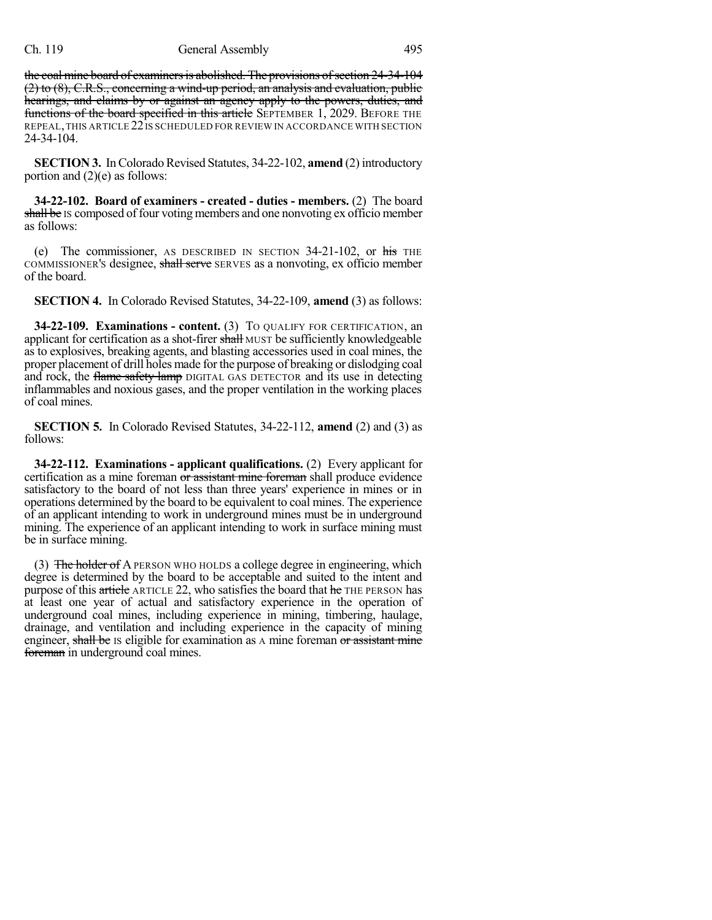~~the coal mine board of examiners is abolished. The provisions of section 24-34-104 (2) to (8), C.R.S., concerning a wind-up period, an analysis and evaluation, public hearings, and claims by or against an agency apply to the powers, duties, and functions of the board specified in this article~~ SEPTEMBER 1, 2029. BEFORE THE REPEAL, THIS ARTICLE 22 IS SCHEDULED FOR REVIEW IN ACCORDANCE WITH SECTION 24-34-104.

**SECTION 3.** In Colorado Revised Statutes, 34-22-102, **amend** (2) introductory portion and (2)(e) as follows:

**34-22-102. Board of examiners - created - duties - members.** (2) The board ~~shall be~~ IS composed of four voting members and one nonvoting ex officio member as follows:

(e) The commissioner, AS DESCRIBED IN SECTION 34-21-102, or ~~his~~ THE COMMISSIONER'S designee, ~~shall serve~~ SERVES as a nonvoting, ex officio member of the board.

**SECTION 4.** In Colorado Revised Statutes, 34-22-109, **amend** (3) as follows:

**34-22-109. Examinations - content.** (3) TO QUALIFY FOR CERTIFICATION, an applicant for certification as a shot-firer ~~shall~~ MUST be sufficiently knowledgeable as to explosives, breaking agents, and blasting accessories used in coal mines, the proper placement of drill holes made for the purpose of breaking or dislodging coal and rock, the ~~flame safety lamp~~ DIGITAL GAS DETECTOR and its use in detecting inflammables and noxious gases, and the proper ventilation in the working places of coal mines.

**SECTION 5.** In Colorado Revised Statutes, 34-22-112, **amend** (2) and (3) as follows:

**34-22-112. Examinations - applicant qualifications.** (2) Every applicant for certification as a mine foreman ~~or assistant mine foreman~~ shall produce evidence satisfactory to the board of not less than three years' experience in mines or in operations determined by the board to be equivalent to coal mines. The experience of an applicant intending to work in underground mines must be in underground mining. The experience of an applicant intending to work in surface mining must be in surface mining.

(3) ~~The holder of~~ A PERSON WHO HOLDS a college degree in engineering, which degree is determined by the board to be acceptable and suited to the intent and purpose of this ~~article~~ ARTICLE 22, who satisfies the board that ~~he~~ THE PERSON has at least one year of actual and satisfactory experience in the operation of underground coal mines, including experience in mining, timbering, haulage, drainage, and ventilation and including experience in the capacity of mining engineer, ~~shall be~~ IS eligible for examination as A mine foreman ~~or assistant mine foreman~~ in underground coal mines.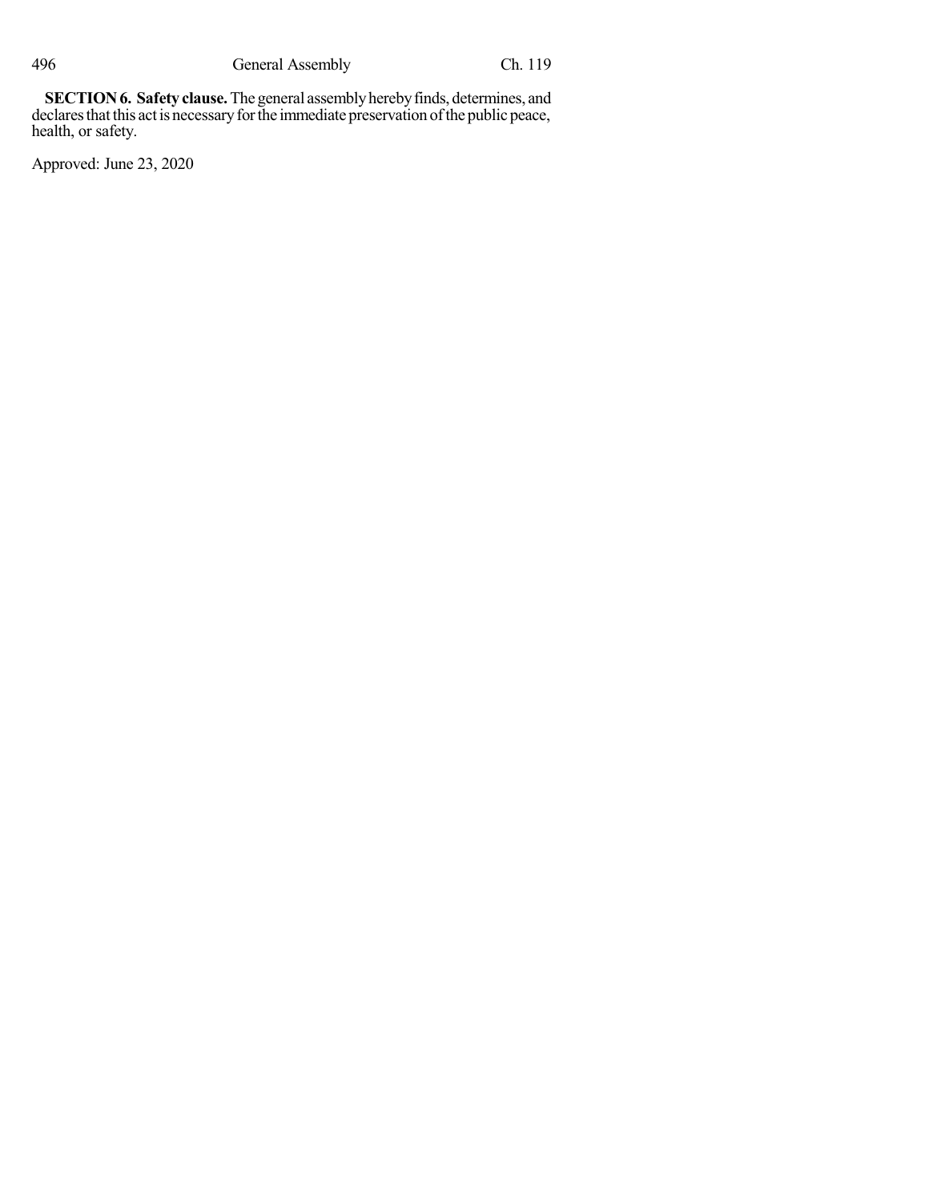**SECTION 6. Safety clause.** The general assembly hereby finds, determines, and declares that this act is necessary for the immediate preservation of the public peace, health, or safety.

Approved: June 23, 2020